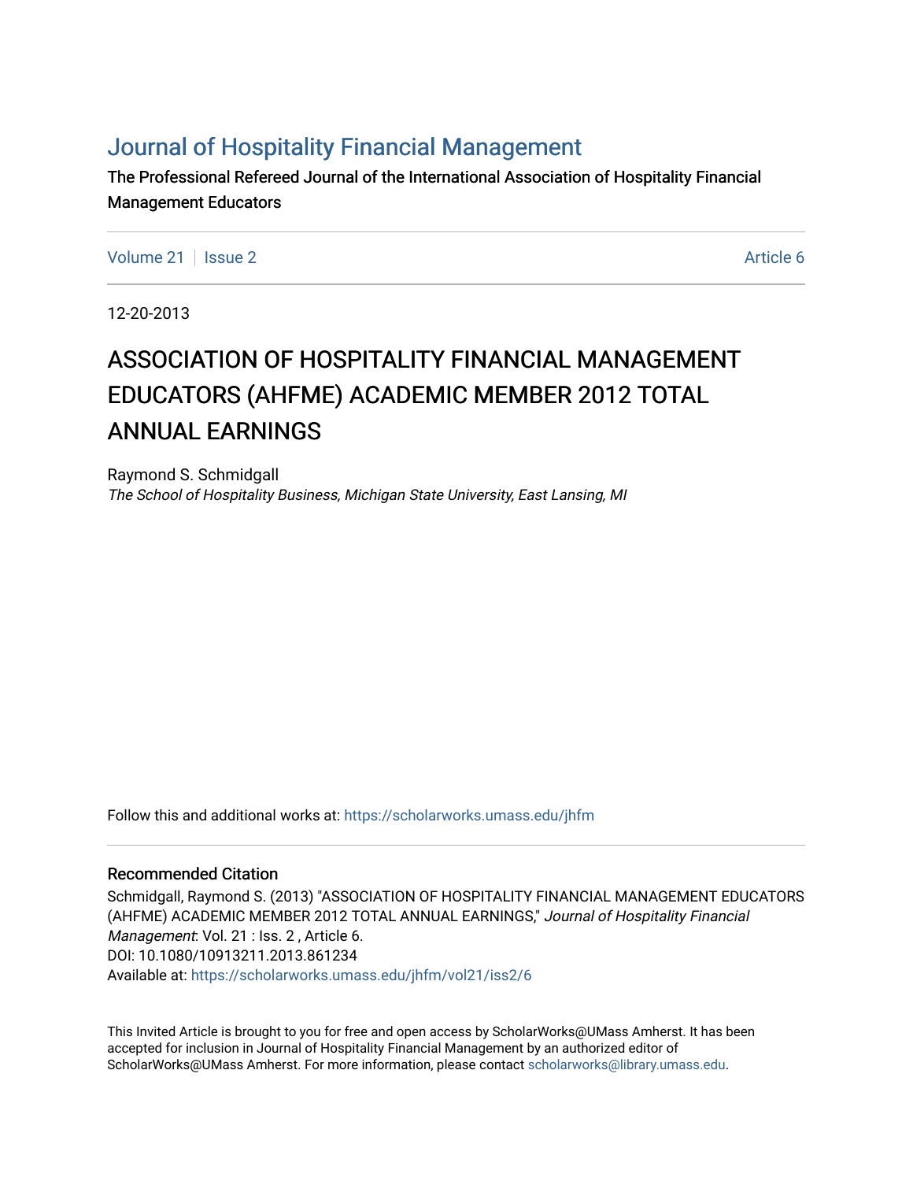# Journal of Hospitality Financial Management

The Professional Refereed Journal of the International Association of Hospitality Financial Management Educators

Volume 21 | Issue 2 — Article 6

12-20-2013

## ASSOCIATION OF HOSPITALITY FINANCIAL MANAGEMENT EDUCATORS (AHFME) ACADEMIC MEMBER 2012 TOTAL ANNUAL EARNINGS

Raymond S. Schmidgall

*The School of Hospitality Business, Michigan State University, East Lansing, MI*

Follow this and additional works at: https://scholarworks.umass.edu/jhfm

### Recommended Citation

Schmidgall, Raymond S. (2013) "ASSOCIATION OF HOSPITALITY FINANCIAL MANAGEMENT EDUCATORS (AHFME) ACADEMIC MEMBER 2012 TOTAL ANNUAL EARNINGS," *Journal of Hospitality Financial Management*: Vol. 21 : Iss. 2 , Article 6.
DOI: 10.1080/10913211.2013.861234
Available at: https://scholarworks.umass.edu/jhfm/vol21/iss2/6

This Invited Article is brought to you for free and open access by ScholarWorks@UMass Amherst. It has been accepted for inclusion in Journal of Hospitality Financial Management by an authorized editor of ScholarWorks@UMass Amherst. For more information, please contact scholarworks@library.umass.edu.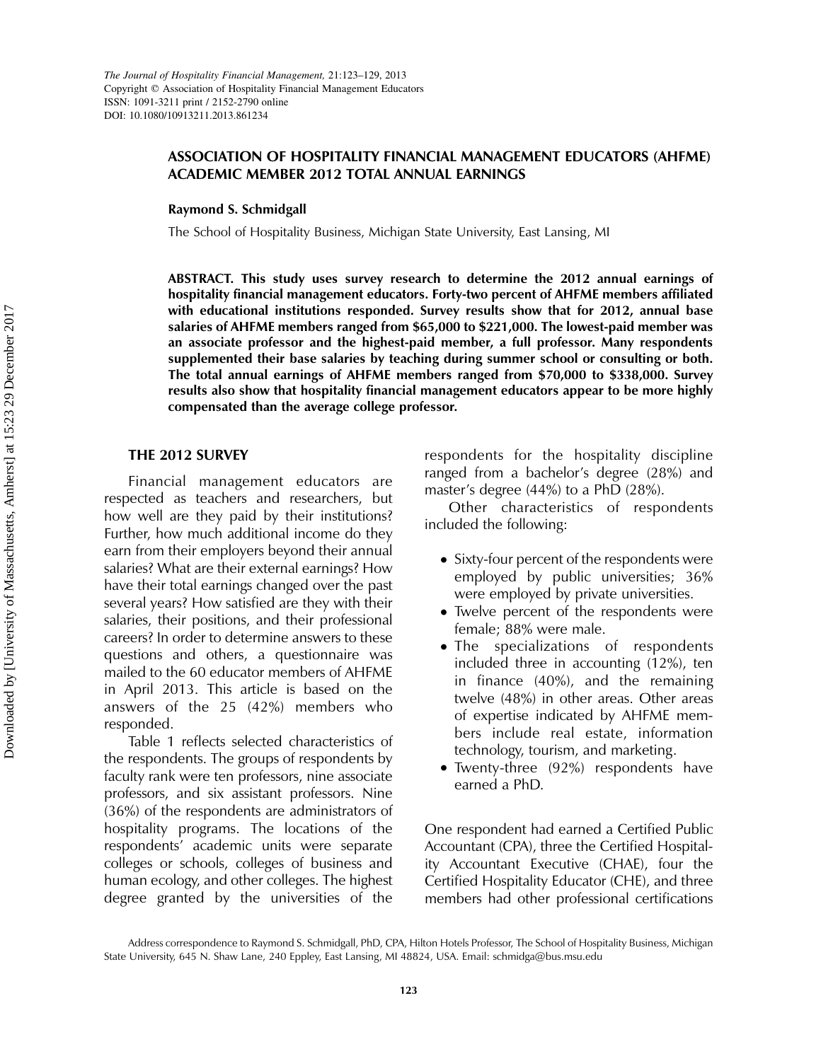# ASSOCIATION OF HOSPITALITY FINANCIAL MANAGEMENT EDUCATORS (AHFME) ACADEMIC MEMBER 2012 TOTAL ANNUAL EARNINGS

**Raymond S. Schmidgall**

The School of Hospitality Business, Michigan State University, East Lansing, MI

**ABSTRACT. This study uses survey research to determine the 2012 annual earnings of hospitality financial management educators. Forty-two percent of AHFME members affiliated with educational institutions responded. Survey results show that for 2012, annual base salaries of AHFME members ranged from $65,000 to $221,000. The lowest-paid member was an associate professor and the highest-paid member, a full professor. Many respondents supplemented their base salaries by teaching during summer school or consulting or both. The total annual earnings of AHFME members ranged from $70,000 to $338,000. Survey results also show that hospitality financial management educators appear to be more highly compensated than the average college professor.**

## THE 2012 SURVEY

Financial management educators are respected as teachers and researchers, but how well are they paid by their institutions? Further, how much additional income do they earn from their employers beyond their annual salaries? What are their external earnings? How have their total earnings changed over the past several years? How satisfied are they with their salaries, their positions, and their professional careers? In order to determine answers to these questions and others, a questionnaire was mailed to the 60 educator members of AHFME in April 2013. This article is based on the answers of the 25 (42%) members who responded.

Table 1 reflects selected characteristics of the respondents. The groups of respondents by faculty rank were ten professors, nine associate professors, and six assistant professors. Nine (36%) of the respondents are administrators of hospitality programs. The locations of the respondents' academic units were separate colleges or schools, colleges of business and human ecology, and other colleges. The highest degree granted by the universities of the respondents for the hospitality discipline ranged from a bachelor's degree (28%) and master's degree (44%) to a PhD (28%).

Other characteristics of respondents included the following:

- Sixty-four percent of the respondents were employed by public universities; 36% were employed by private universities.
- Twelve percent of the respondents were female; 88% were male.
- The specializations of respondents included three in accounting (12%), ten in finance (40%), and the remaining twelve (48%) in other areas. Other areas of expertise indicated by AHFME members include real estate, information technology, tourism, and marketing.
- Twenty-three (92%) respondents have earned a PhD.

One respondent had earned a Certified Public Accountant (CPA), three the Certified Hospitality Accountant Executive (CHAE), four the Certified Hospitality Educator (CHE), and three members had other professional certifications

Address correspondence to Raymond S. Schmidgall, PhD, CPA, Hilton Hotels Professor, The School of Hospitality Business, Michigan State University, 645 N. Shaw Lane, 240 Eppley, East Lansing, MI 48824, USA. Email: schmidga@bus.msu.edu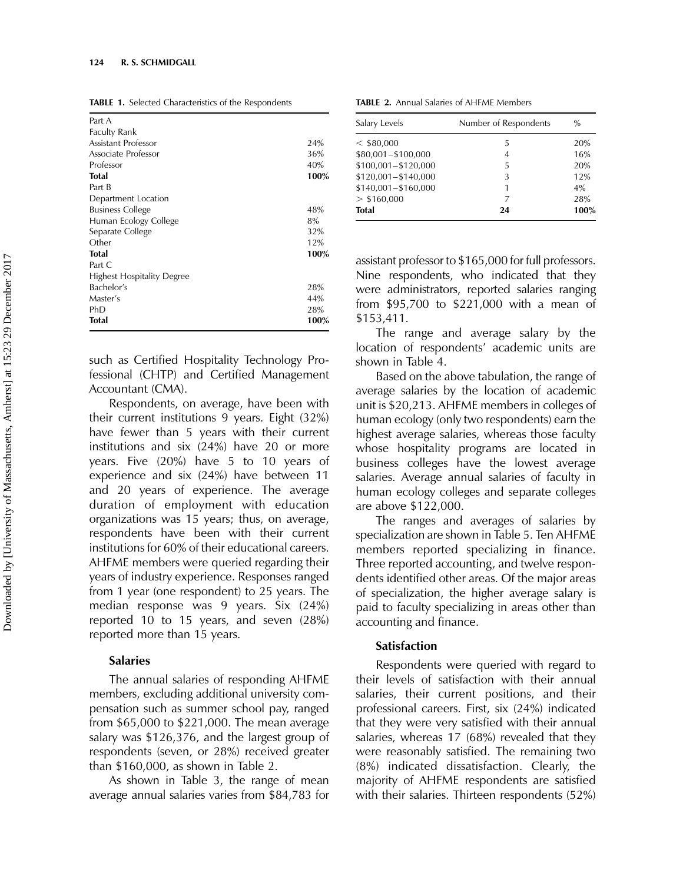**TABLE 1.** Selected Characteristics of the Respondents

| | |
|---|---|
| Part A | |
| Faculty Rank | |
| Assistant Professor | 24% |
| Associate Professor | 36% |
| Professor | 40% |
| **Total** | **100%** |
| Part B | |
| Department Location | |
| Business College | 48% |
| Human Ecology College | 8% |
| Separate College | 32% |
| Other | 12% |
| **Total** | **100%** |
| Part C | |
| Highest Hospitality Degree | |
| Bachelor's | 28% |
| Master's | 44% |
| PhD | 28% |
| **Total** | **100%** |

such as Certified Hospitality Technology Professional (CHTP) and Certified Management Accountant (CMA).

Respondents, on average, have been with their current institutions 9 years. Eight (32%) have fewer than 5 years with their current institutions and six (24%) have 20 or more years. Five (20%) have 5 to 10 years of experience and six (24%) have between 11 and 20 years of experience. The average duration of employment with education organizations was 15 years; thus, on average, respondents have been with their current institutions for 60% of their educational careers. AHFME members were queried regarding their years of industry experience. Responses ranged from 1 year (one respondent) to 25 years. The median response was 9 years. Six (24%) reported 10 to 15 years, and seven (28%) reported more than 15 years.

### Salaries

The annual salaries of responding AHFME members, excluding additional university compensation such as summer school pay, ranged from $65,000 to $221,000. The mean average salary was $126,376, and the largest group of respondents (seven, or 28%) received greater than $160,000, as shown in Table 2.

**TABLE 2.** Annual Salaries of AHFME Members

| Salary Levels | Number of Respondents | % |
|---|---|---|
| < $80,000 | 5 | 20% |
| $80,001–$100,000 | 4 | 16% |
| $100,001–$120,000 | 5 | 20% |
| $120,001–$140,000 | 3 | 12% |
| $140,001–$160,000 | 1 | 4% |
| > $160,000 | 7 | 28% |
| **Total** | **24** | **100%** |

As shown in Table 3, the range of mean average annual salaries varies from $84,783 for assistant professor to $165,000 for full professors. Nine respondents, who indicated that they were administrators, reported salaries ranging from $95,700 to $221,000 with a mean of $153,411.

The range and average salary by the location of respondents' academic units are shown in Table 4.

Based on the above tabulation, the range of average salaries by the location of academic unit is $20,213. AHFME members in colleges of human ecology (only two respondents) earn the highest average salaries, whereas those faculty whose hospitality programs are located in business colleges have the lowest average salaries. Average annual salaries of faculty in human ecology colleges and separate colleges are above $122,000.

The ranges and averages of salaries by specialization are shown in Table 5. Ten AHFME members reported specializing in finance. Three reported accounting, and twelve respondents identified other areas. Of the major areas of specialization, the higher average salary is paid to faculty specializing in areas other than accounting and finance.

### Satisfaction

Respondents were queried with regard to their levels of satisfaction with their annual salaries, their current positions, and their professional careers. First, six (24%) indicated that they were very satisfied with their annual salaries, whereas 17 (68%) revealed that they were reasonably satisfied. The remaining two (8%) indicated dissatisfaction. Clearly, the majority of AHFME respondents are satisfied with their salaries. Thirteen respondents (52%)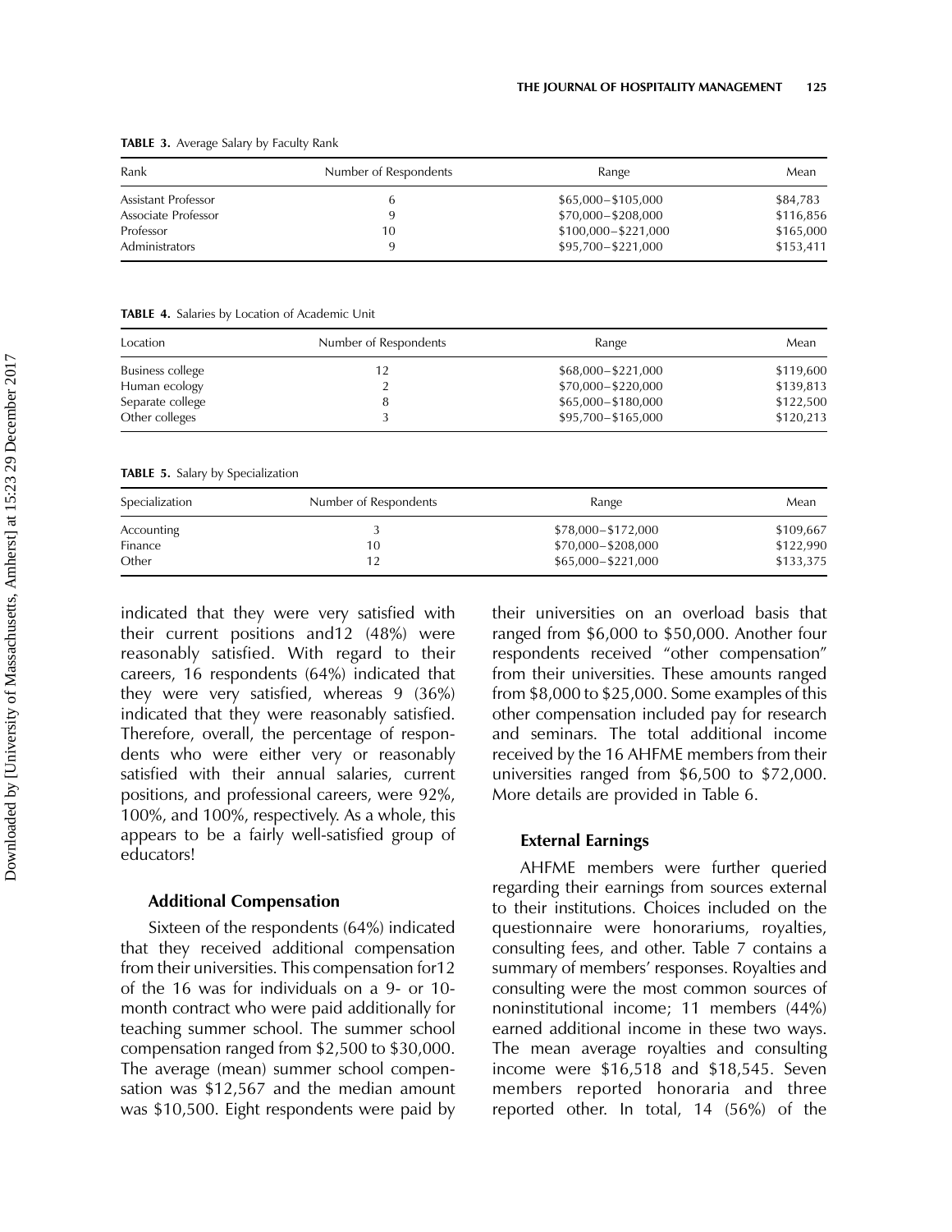**TABLE 3.** Average Salary by Faculty Rank

| Rank | Number of Respondents | Range | Mean |
|---|---|---|---|
| Assistant Professor | 6 | $65,000–$105,000 | $84,783 |
| Associate Professor | 9 | $70,000–$208,000 | $116,856 |
| Professor | 10 | $100,000–$221,000 | $165,000 |
| Administrators | 9 | $95,700–$221,000 | $153,411 |

**TABLE 4.** Salaries by Location of Academic Unit

| Location | Number of Respondents | Range | Mean |
|---|---|---|---|
| Business college | 12 | $68,000–$221,000 | $119,600 |
| Human ecology | 2 | $70,000–$220,000 | $139,813 |
| Separate college | 8 | $65,000–$180,000 | $122,500 |
| Other colleges | 3 | $95,700–$165,000 | $120,213 |

**TABLE 5.** Salary by Specialization

| Specialization | Number of Respondents | Range | Mean |
|---|---|---|---|
| Accounting | 3 | $78,000–$172,000 | $109,667 |
| Finance | 10 | $70,000–$208,000 | $122,990 |
| Other | 12 | $65,000–$221,000 | $133,375 |

indicated that they were very satisfied with their current positions and12 (48%) were reasonably satisfied. With regard to their careers, 16 respondents (64%) indicated that they were very satisfied, whereas 9 (36%) indicated that they were reasonably satisfied. Therefore, overall, the percentage of respondents who were either very or reasonably satisfied with their annual salaries, current positions, and professional careers, were 92%, 100%, and 100%, respectively. As a whole, this appears to be a fairly well-satisfied group of educators!

### Additional Compensation

Sixteen of the respondents (64%) indicated that they received additional compensation from their universities. This compensation for12 of the 16 was for individuals on a 9- or 10-month contract who were paid additionally for teaching summer school. The summer school compensation ranged from $2,500 to $30,000. The average (mean) summer school compensation was $12,567 and the median amount was $10,500. Eight respondents were paid by their universities on an overload basis that ranged from $6,000 to $50,000. Another four respondents received "other compensation" from their universities. These amounts ranged from $8,000 to $25,000. Some examples of this other compensation included pay for research and seminars. The total additional income received by the 16 AHFME members from their universities ranged from $6,500 to $72,000. More details are provided in Table 6.

### External Earnings

AHFME members were further queried regarding their earnings from sources external to their institutions. Choices included on the questionnaire were honorariums, royalties, consulting fees, and other. Table 7 contains a summary of members' responses. Royalties and consulting were the most common sources of noninstitutional income; 11 members (44%) earned additional income in these two ways. The mean average royalties and consulting income were $16,518 and $18,545. Seven members reported honoraria and three reported other. In total, 14 (56%) of the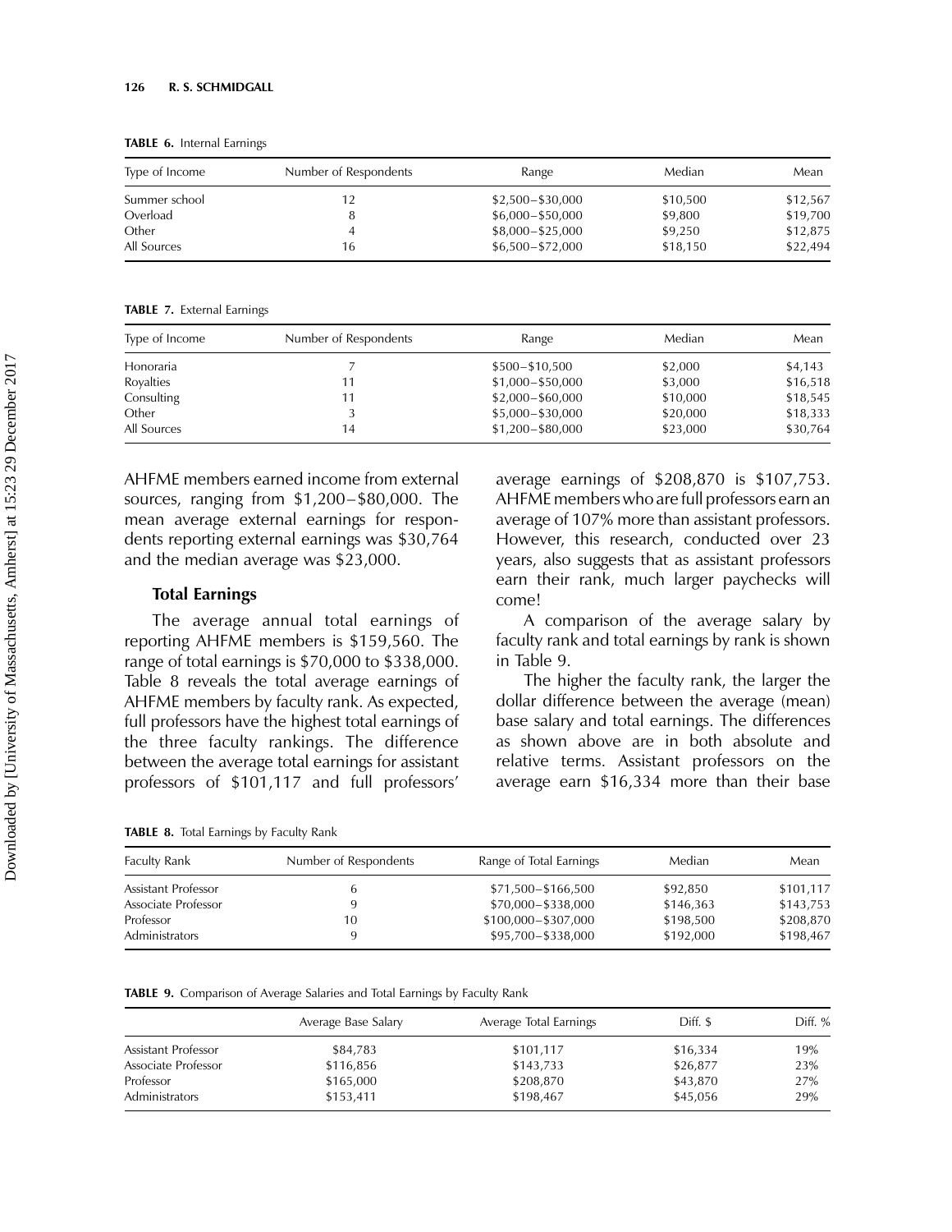**TABLE 6.** Internal Earnings

| Type of Income | Number of Respondents | Range | Median | Mean |
|---|---|---|---|---|
| Summer school | 12 | $2,500–$30,000 | $10,500 | $12,567 |
| Overload | 8 | $6,000–$50,000 | $9,800 | $19,700 |
| Other | 4 | $8,000–$25,000 | $9,250 | $12,875 |
| All Sources | 16 | $6,500–$72,000 | $18,150 | $22,494 |

**TABLE 7.** External Earnings

| Type of Income | Number of Respondents | Range | Median | Mean |
|---|---|---|---|---|
| Honoraria | 7 | $500–$10,500 | $2,000 | $4,143 |
| Royalties | 11 | $1,000–$50,000 | $3,000 | $16,518 |
| Consulting | 11 | $2,000–$60,000 | $10,000 | $18,545 |
| Other | 3 | $5,000–$30,000 | $20,000 | $18,333 |
| All Sources | 14 | $1,200–$80,000 | $23,000 | $30,764 |

AHFME members earned income from external sources, ranging from $1,200–$80,000. The mean average external earnings for respondents reporting external earnings was $30,764 and the median average was $23,000.

### Total Earnings

The average annual total earnings of reporting AHFME members is $159,560. The range of total earnings is $70,000 to $338,000. Table 8 reveals the total average earnings of AHFME members by faculty rank. As expected, full professors have the highest total earnings of the three faculty rankings. The difference between the average total earnings for assistant professors of $101,117 and full professors' average earnings of $208,870 is $107,753. AHFME members who are full professors earn an average of 107% more than assistant professors. However, this research, conducted over 23 years, also suggests that as assistant professors earn their rank, much larger paychecks will come!

A comparison of the average salary by faculty rank and total earnings by rank is shown in Table 9.

The higher the faculty rank, the larger the dollar difference between the average (mean) base salary and total earnings. The differences as shown above are in both absolute and relative terms. Assistant professors on the average earn $16,334 more than their base

**TABLE 8.** Total Earnings by Faculty Rank

| Faculty Rank | Number of Respondents | Range of Total Earnings | Median | Mean |
|---|---|---|---|---|
| Assistant Professor | 6 | $71,500–$166,500 | $92,850 | $101,117 |
| Associate Professor | 9 | $70,000–$338,000 | $146,363 | $143,753 |
| Professor | 10 | $100,000–$307,000 | $198,500 | $208,870 |
| Administrators | 9 | $95,700–$338,000 | $192,000 | $198,467 |

**TABLE 9.** Comparison of Average Salaries and Total Earnings by Faculty Rank

| | Average Base Salary | Average Total Earnings | Diff. $ | Diff. % |
|---|---|---|---|---|
| Assistant Professor | $84,783 | $101,117 | $16,334 | 19% |
| Associate Professor | $116,856 | $143,733 | $26,877 | 23% |
| Professor | $165,000 | $208,870 | $43,870 | 27% |
| Administrators | $153,411 | $198,467 | $45,056 | 29% |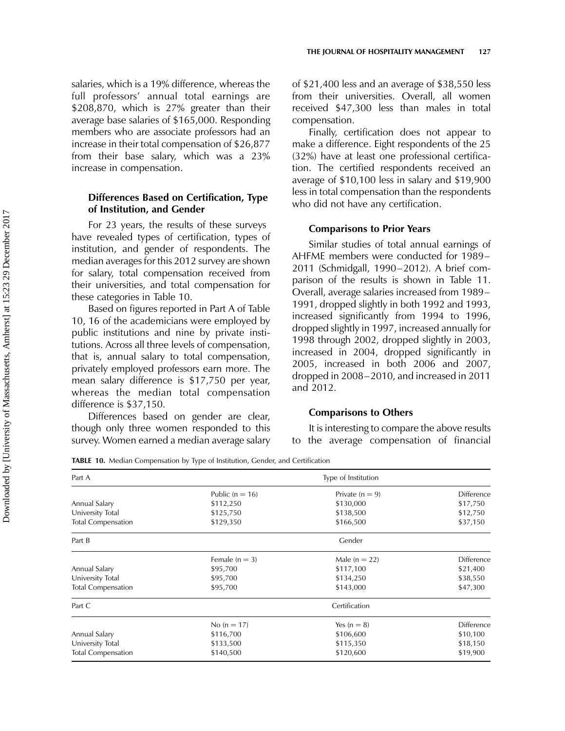salaries, which is a 19% difference, whereas the full professors' annual total earnings are $208,870, which is 27% greater than their average base salaries of $165,000. Responding members who are associate professors had an increase in their total compensation of $26,877 from their base salary, which was a 23% increase in compensation.

### Differences Based on Certification, Type of Institution, and Gender

For 23 years, the results of these surveys have revealed types of certification, types of institution, and gender of respondents. The median averages for this 2012 survey are shown for salary, total compensation received from their universities, and total compensation for these categories in Table 10.

Based on figures reported in Part A of Table 10, 16 of the academicians were employed by public institutions and nine by private institutions. Across all three levels of compensation, that is, annual salary to total compensation, privately employed professors earn more. The mean salary difference is $17,750 per year, whereas the median total compensation difference is $37,150.

Differences based on gender are clear, though only three women responded to this survey. Women earned a median average salary of $21,400 less and an average of $38,550 less from their universities. Overall, all women received $47,300 less than males in total compensation.

Finally, certification does not appear to make a difference. Eight respondents of the 25 (32%) have at least one professional certification. The certified respondents received an average of $10,100 less in salary and $19,900 less in total compensation than the respondents who did not have any certification.

### Comparisons to Prior Years

Similar studies of total annual earnings of AHFME members were conducted for 1989–2011 (Schmidgall, 1990–2012). A brief comparison of the results is shown in Table 11. Overall, average salaries increased from 1989–1991, dropped slightly in both 1992 and 1993, increased significantly from 1994 to 1996, dropped slightly in 1997, increased annually for 1998 through 2002, dropped slightly in 2003, increased in 2004, dropped significantly in 2005, increased in both 2006 and 2007, dropped in 2008–2010, and increased in 2011 and 2012.

### Comparisons to Others

It is interesting to compare the above results to the average compensation of financial

**TABLE 10.** Median Compensation by Type of Institution, Gender, and Certification

| Part A | Type of Institution | | |
|---|---|---|---|
| | Public (n = 16) | Private (n = 9) | Difference |
| Annual Salary | $112,250 | $130,000 | $17,750 |
| University Total | $125,750 | $138,500 | $12,750 |
| Total Compensation | $129,350 | $166,500 | $37,150 |
| **Part B** | **Gender** | | |
| | Female (n = 3) | Male (n = 22) | Difference |
| Annual Salary | $95,700 | $117,100 | $21,400 |
| University Total | $95,700 | $134,250 | $38,550 |
| Total Compensation | $95,700 | $143,000 | $47,300 |
| **Part C** | **Certification** | | |
| | No (n = 17) | Yes (n = 8) | Difference |
| Annual Salary | $116,700 | $106,600 | $10,100 |
| University Total | $133,500 | $115,350 | $18,150 |
| Total Compensation | $140,500 | $120,600 | $19,900 |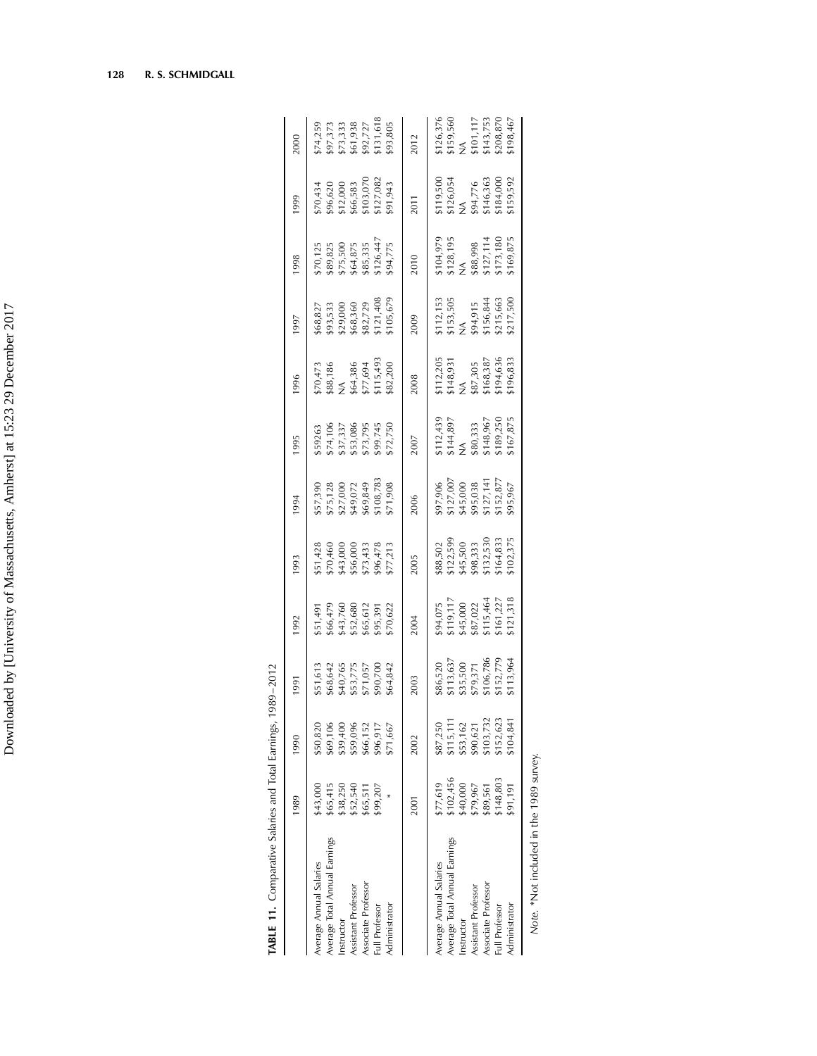**TABLE 11.** Comparative Salaries and Total Earnings, 1989–2012

| | 1989 | 1990 | 1991 | 1992 | 1993 | 1994 | 1995 | 1996 | 1997 | 1998 | 1999 | 2000 |
|---|---|---|---|---|---|---|---|---|---|---|---|---|
| Average Annual Salaries | $43,000 | $50,820 | $51,613 | $51,491 | $51,428 | $57,390 | $59263 | $70,473 | $68,827 | $70,125 | $70,434 | $74,259 |
| Average Total Annual Earnings | $65,415 | $69,106 | $68,642 | $66,479 | $70,460 | $75,128 | $74,106 | $88,186 | $93,533 | $89,825 | $96,620 | $97,373 |
| Instructor | $38,250 | $39,400 | $40,765 | $43,760 | $43,000 | $27,000 | $37,337 | NA | $29,000 | $75,500 | $12,000 | $73,333 |
| Assistant Professor | $52,540 | $59,096 | $53,775 | $52,680 | $56,000 | $49,072 | $53,086 | $64,386 | $68,360 | $64,875 | $66,583 | $61,938 |
| Associate Professor | $65,511 | $66,152 | $71,057 | $65,612 | $73,433 | $69,849 | $73,795 | $77,694 | $82,729 | $85,335 | $103,070 | $92,727 |
| Full Professor | $99,207 | $96,917 | $90,700 | $95,391 | $96,478 | $108,783 | $99,745 | $115,493 | $121,408 | $126,447 | $127,082 | $131,618 |
| Administrator | * | $71,667 | $64,842 | $70,622 | $77,213 | $71,908 | $72,750 | $82,200 | $105,679 | $94,775 | $91,943 | $93,805 |
| | **2001** | **2002** | **2003** | **2004** | **2005** | **2006** | **2007** | **2008** | **2009** | **2010** | **2011** | **2012** |
| Average Annual Salaries | $77,619 | $87,250 | $86,520 | $94,075 | $88,502 | $97,906 | $112,439 | $112,205 | $112,153 | $104,979 | $119,500 | $126,376 |
| Average Total Annual Earnings | $102,456 | $115,111 | $113,637 | $119,117 | $122,599 | $127,007 | $144,897 | $148,931 | $153,505 | $128,195 | $126,054 | $159,560 |
| Instructor | $40,000 | $53,162 | $35,500 | $45,000 | $45,500 | $45,000 | NA | NA | NA | NA | NA | NA |
| Assistant Professor | $79,967 | $90,621 | $79,371 | $87,022 | $98,333 | $95,038 | $80,333 | $87,305 | $94,915 | $88,998 | $94,776 | $101,117 |
| Associate Professor | $89,561 | $103,732 | $106,786 | $115,464 | $132,530 | $127,141 | $148,967 | $168,387 | $156,844 | $127,114 | $146,363 | $143,753 |
| Full Professor | $148,803 | $152,623 | $152,779 | $161,227 | $164,833 | $152,877 | $189,250 | $194,636 | $215,663 | $173,180 | $184,000 | $208,870 |
| Administrator | $91,191 | $104,841 | $113,964 | $121,318 | $102,375 | $95,967 | $167,875 | $196,833 | $217,500 | $169,875 | $159,592 | $198,467 |

*Note.* *Not included in the 1989 survey.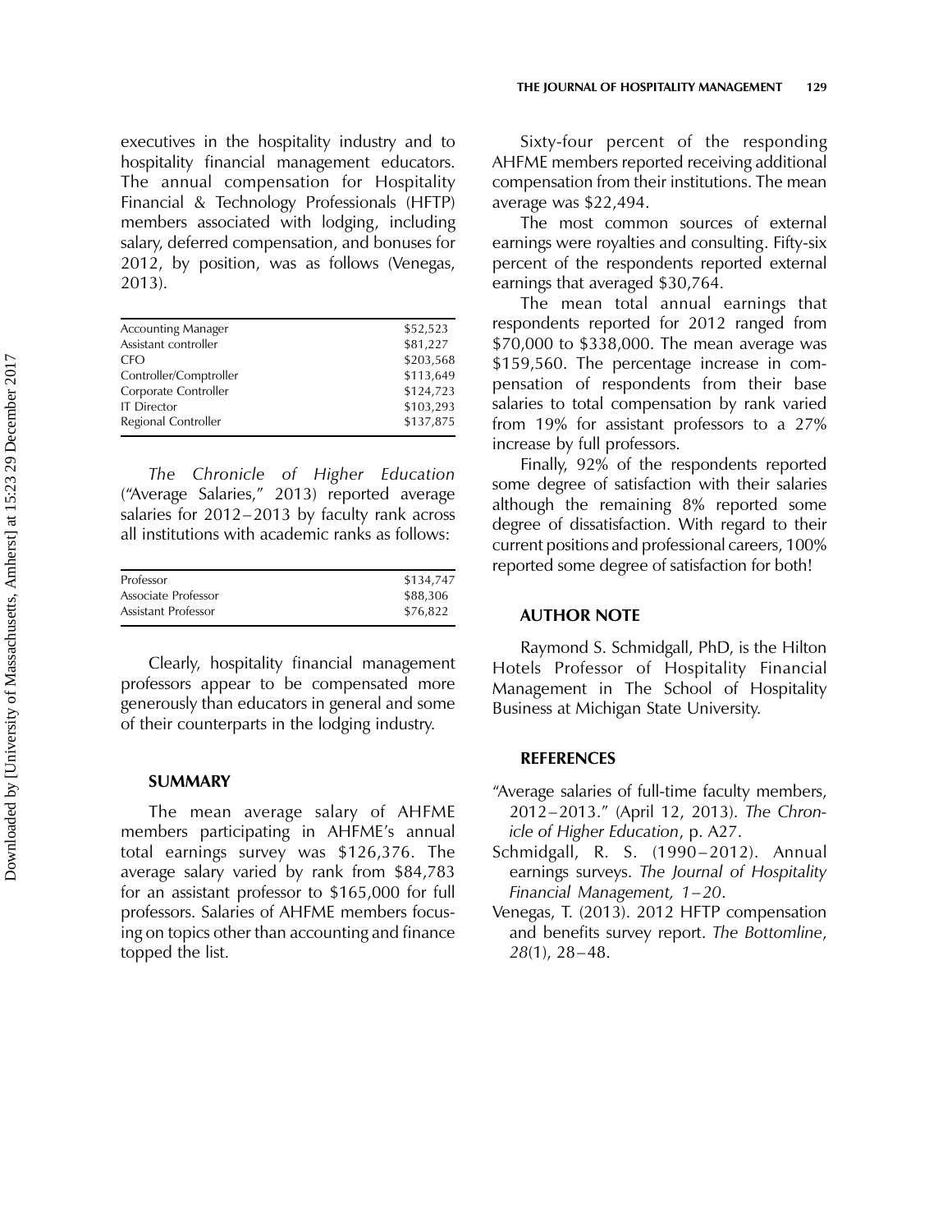executives in the hospitality industry and to hospitality financial management educators. The annual compensation for Hospitality Financial & Technology Professionals (HFTP) members associated with lodging, including salary, deferred compensation, and bonuses for 2012, by position, was as follows (Venegas, 2013).

| | |
|---|---|
| Accounting Manager | $52,523 |
| Assistant controller | $81,227 |
| CFO | $203,568 |
| Controller/Comptroller | $113,649 |
| Corporate Controller | $124,723 |
| IT Director | $103,293 |
| Regional Controller | $137,875 |

*The Chronicle of Higher Education* ("Average Salaries," 2013) reported average salaries for 2012–2013 by faculty rank across all institutions with academic ranks as follows:

| | |
|---|---|
| Professor | $134,747 |
| Associate Professor | $88,306 |
| Assistant Professor | $76,822 |

Clearly, hospitality financial management professors appear to be compensated more generously than educators in general and some of their counterparts in the lodging industry.

## SUMMARY

The mean average salary of AHFME members participating in AHFME's annual total earnings survey was $126,376. The average salary varied by rank from $84,783 for an assistant professor to $165,000 for full professors. Salaries of AHFME members focusing on topics other than accounting and finance topped the list.

Sixty-four percent of the responding AHFME members reported receiving additional compensation from their institutions. The mean average was $22,494.

The most common sources of external earnings were royalties and consulting. Fifty-six percent of the respondents reported external earnings that averaged $30,764.

The mean total annual earnings that respondents reported for 2012 ranged from $70,000 to $338,000. The mean average was $159,560. The percentage increase in compensation of respondents from their base salaries to total compensation by rank varied from 19% for assistant professors to a 27% increase by full professors.

Finally, 92% of the respondents reported some degree of satisfaction with their salaries although the remaining 8% reported some degree of dissatisfaction. With regard to their current positions and professional careers, 100% reported some degree of satisfaction for both!

## AUTHOR NOTE

Raymond S. Schmidgall, PhD, is the Hilton Hotels Professor of Hospitality Financial Management in The School of Hospitality Business at Michigan State University.

## REFERENCES

"Average salaries of full-time faculty members, 2012–2013." (April 12, 2013). *The Chronicle of Higher Education*, p. A27.

Schmidgall, R. S. (1990–2012). Annual earnings surveys. *The Journal of Hospitality Financial Management, 1–20*.

Venegas, T. (2013). 2012 HFTP compensation and benefits survey report. *The Bottomline*, *28*(1), 28–48.